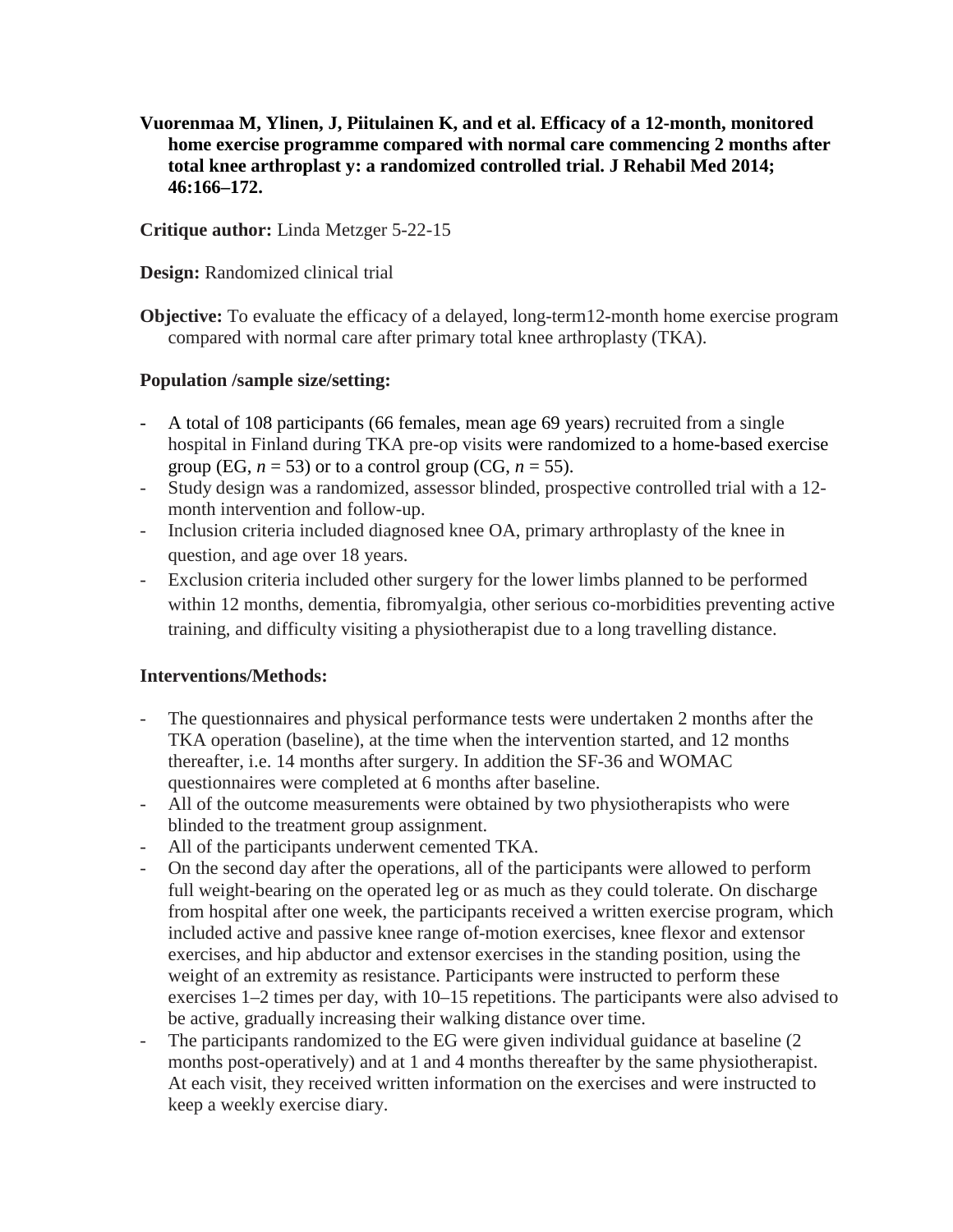**Vuorenmaa M, Ylinen, J, Piitulainen K, and et al. Efficacy of a 12-month, monitored home exercise programme compared with normal care commencing 2 months after total knee arthroplast y: a randomized controlled trial. J Rehabil Med 2014; 46:166–172.**

**Critique author:** Linda Metzger 5-22-15

**Design:** Randomized clinical trial

**Objective:** To evaluate the efficacy of a delayed, long-term12-month home exercise program compared with normal care after primary total knee arthroplasty (TKA).

**Population /sample size/setting:**

- A total of 108 participants (66 females, mean age 69 years) recruited from a single hospital in Finland during TKA pre-op visits were randomized to a home-based exercise group (EG, *n* = 53) or to a control group (CG, *n* = 55).
- Study design was a randomized, assessor blinded, prospective controlled trial with a 12-month intervention and follow-up.
- Inclusion criteria included diagnosed knee OA, primary arthroplasty of the knee in question, and age over 18 years.
- Exclusion criteria included other surgery for the lower limbs planned to be performed within 12 months, dementia, fibromyalgia, other serious co-morbidities preventing active training, and difficulty visiting a physiotherapist due to a long travelling distance.

**Interventions/Methods:**

- The questionnaires and physical performance tests were undertaken 2 months after the TKA operation (baseline), at the time when the intervention started, and 12 months thereafter, i.e. 14 months after surgery. In addition the SF-36 and WOMAC questionnaires were completed at 6 months after baseline.
- All of the outcome measurements were obtained by two physiotherapists who were blinded to the treatment group assignment.
- All of the participants underwent cemented TKA.
- On the second day after the operations, all of the participants were allowed to perform full weight-bearing on the operated leg or as much as they could tolerate. On discharge from hospital after one week, the participants received a written exercise program, which included active and passive knee range of-motion exercises, knee flexor and extensor exercises, and hip abductor and extensor exercises in the standing position, using the weight of an extremity as resistance. Participants were instructed to perform these exercises 1–2 times per day, with 10–15 repetitions. The participants were also advised to be active, gradually increasing their walking distance over time.
- The participants randomized to the EG were given individual guidance at baseline (2 months post-operatively) and at 1 and 4 months thereafter by the same physiotherapist. At each visit, they received written information on the exercises and were instructed to keep a weekly exercise diary.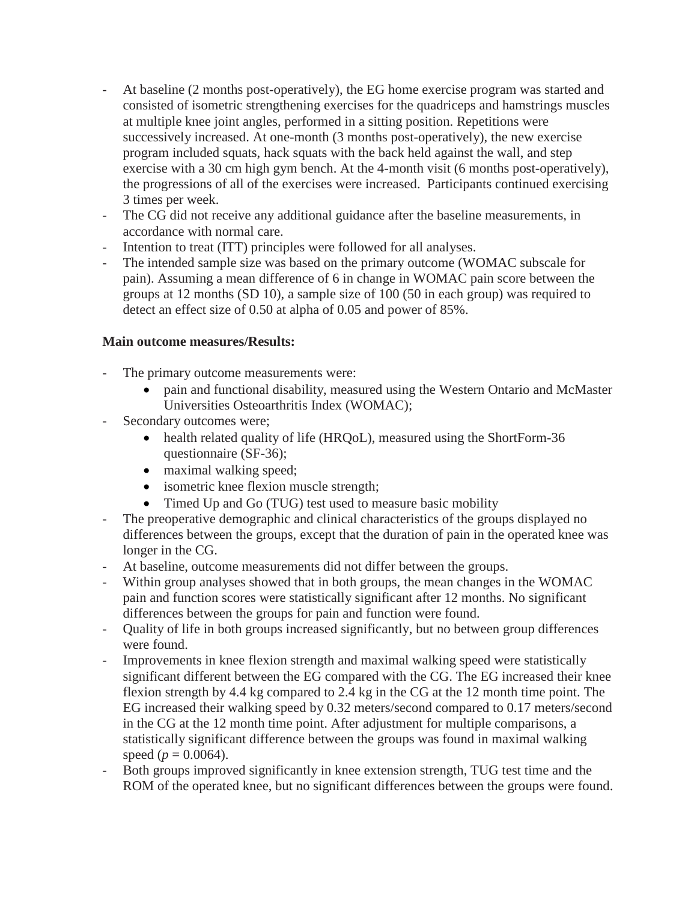- At baseline (2 months post-operatively), the EG home exercise program was started and consisted of isometric strengthening exercises for the quadriceps and hamstrings muscles at multiple knee joint angles, performed in a sitting position. Repetitions were successively increased. At one-month (3 months post-operatively), the new exercise program included squats, hack squats with the back held against the wall, and step exercise with a 30 cm high gym bench. At the 4-month visit (6 months post-operatively), the progressions of all of the exercises were increased. Participants continued exercising 3 times per week.
- The CG did not receive any additional guidance after the baseline measurements, in accordance with normal care.
- Intention to treat (ITT) principles were followed for all analyses.
- The intended sample size was based on the primary outcome (WOMAC subscale for pain). Assuming a mean difference of 6 in change in WOMAC pain score between the groups at 12 months (SD 10), a sample size of 100 (50 in each group) was required to detect an effect size of 0.50 at alpha of 0.05 and power of 85%.

**Main outcome measures/Results:**

- The primary outcome measurements were:
  - pain and functional disability, measured using the Western Ontario and McMaster Universities Osteoarthritis Index (WOMAC);
- Secondary outcomes were;
  - health related quality of life (HRQoL), measured using the ShortForm-36 questionnaire (SF-36);
  - maximal walking speed;
  - isometric knee flexion muscle strength;
  - Timed Up and Go (TUG) test used to measure basic mobility
- The preoperative demographic and clinical characteristics of the groups displayed no differences between the groups, except that the duration of pain in the operated knee was longer in the CG.
- At baseline, outcome measurements did not differ between the groups.
- Within group analyses showed that in both groups, the mean changes in the WOMAC pain and function scores were statistically significant after 12 months. No significant differences between the groups for pain and function were found.
- Quality of life in both groups increased significantly, but no between group differences were found.
- Improvements in knee flexion strength and maximal walking speed were statistically significant different between the EG compared with the CG. The EG increased their knee flexion strength by 4.4 kg compared to 2.4 kg in the CG at the 12 month time point. The EG increased their walking speed by 0.32 meters/second compared to 0.17 meters/second in the CG at the 12 month time point. After adjustment for multiple comparisons, a statistically significant difference between the groups was found in maximal walking speed ($p = 0.0064$).
- Both groups improved significantly in knee extension strength, TUG test time and the ROM of the operated knee, but no significant differences between the groups were found.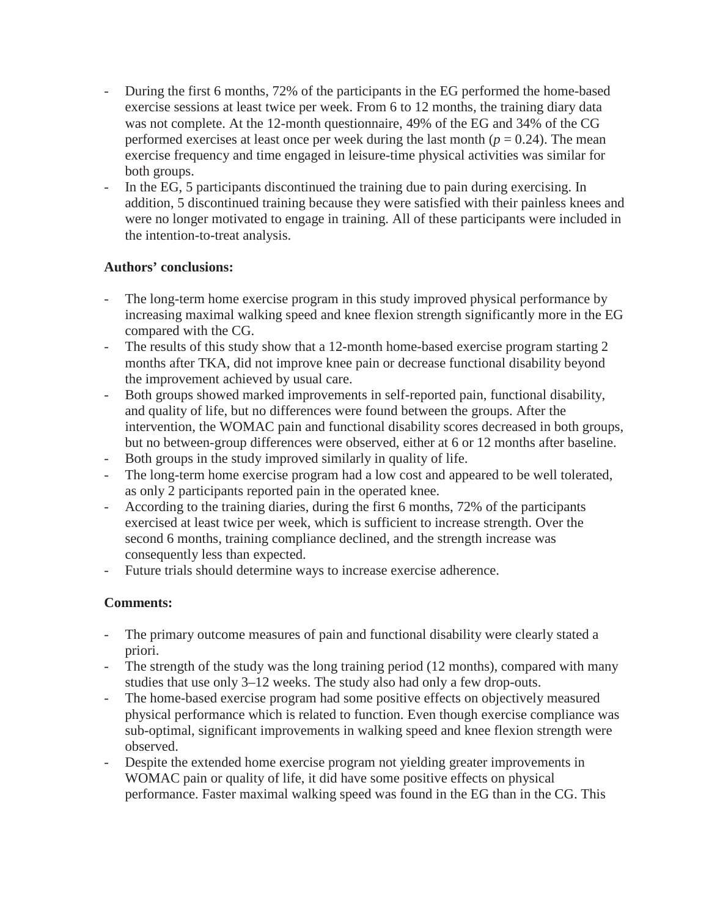- During the first 6 months, 72% of the participants in the EG performed the home-based exercise sessions at least twice per week. From 6 to 12 months, the training diary data was not complete. At the 12-month questionnaire, 49% of the EG and 34% of the CG performed exercises at least once per week during the last month ($p = 0.24$). The mean exercise frequency and time engaged in leisure-time physical activities was similar for both groups.
- In the EG, 5 participants discontinued the training due to pain during exercising. In addition, 5 discontinued training because they were satisfied with their painless knees and were no longer motivated to engage in training. All of these participants were included in the intention-to-treat analysis.

**Authors' conclusions:**

- The long-term home exercise program in this study improved physical performance by increasing maximal walking speed and knee flexion strength significantly more in the EG compared with the CG.
- The results of this study show that a 12-month home-based exercise program starting 2 months after TKA, did not improve knee pain or decrease functional disability beyond the improvement achieved by usual care.
- Both groups showed marked improvements in self-reported pain, functional disability, and quality of life, but no differences were found between the groups. After the intervention, the WOMAC pain and functional disability scores decreased in both groups, but no between-group differences were observed, either at 6 or 12 months after baseline.
- Both groups in the study improved similarly in quality of life.
- The long-term home exercise program had a low cost and appeared to be well tolerated, as only 2 participants reported pain in the operated knee.
- According to the training diaries, during the first 6 months, 72% of the participants exercised at least twice per week, which is sufficient to increase strength. Over the second 6 months, training compliance declined, and the strength increase was consequently less than expected.
- Future trials should determine ways to increase exercise adherence.

**Comments:**

- The primary outcome measures of pain and functional disability were clearly stated a priori.
- The strength of the study was the long training period (12 months), compared with many studies that use only 3–12 weeks. The study also had only a few drop-outs.
- The home-based exercise program had some positive effects on objectively measured physical performance which is related to function. Even though exercise compliance was sub-optimal, significant improvements in walking speed and knee flexion strength were observed.
- Despite the extended home exercise program not yielding greater improvements in WOMAC pain or quality of life, it did have some positive effects on physical performance. Faster maximal walking speed was found in the EG than in the CG. This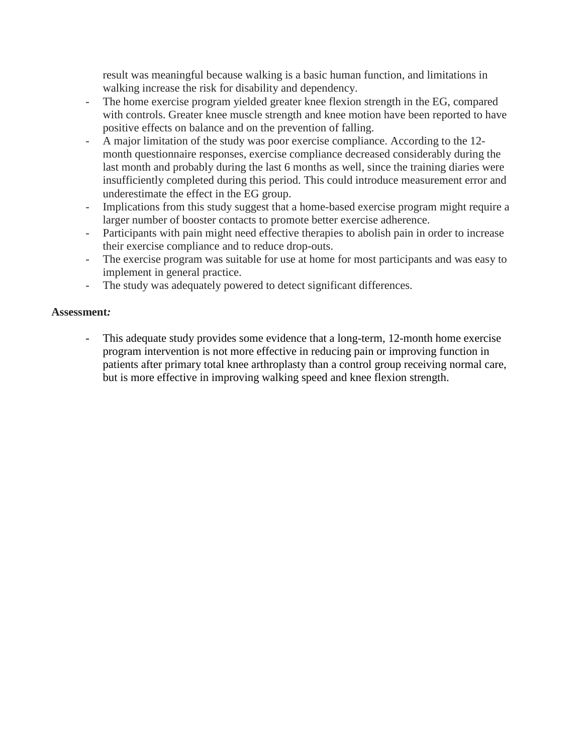result was meaningful because walking is a basic human function, and limitations in walking increase the risk for disability and dependency.

- The home exercise program yielded greater knee flexion strength in the EG, compared with controls. Greater knee muscle strength and knee motion have been reported to have positive effects on balance and on the prevention of falling.
- A major limitation of the study was poor exercise compliance. According to the 12-month questionnaire responses, exercise compliance decreased considerably during the last month and probably during the last 6 months as well, since the training diaries were insufficiently completed during this period. This could introduce measurement error and underestimate the effect in the EG group.
- Implications from this study suggest that a home-based exercise program might require a larger number of booster contacts to promote better exercise adherence.
- Participants with pain might need effective therapies to abolish pain in order to increase their exercise compliance and to reduce drop-outs.
- The exercise program was suitable for use at home for most participants and was easy to implement in general practice.
- The study was adequately powered to detect significant differences.

**Assessment*:***

- This adequate study provides some evidence that a long-term, 12-month home exercise program intervention is not more effective in reducing pain or improving function in patients after primary total knee arthroplasty than a control group receiving normal care, but is more effective in improving walking speed and knee flexion strength.